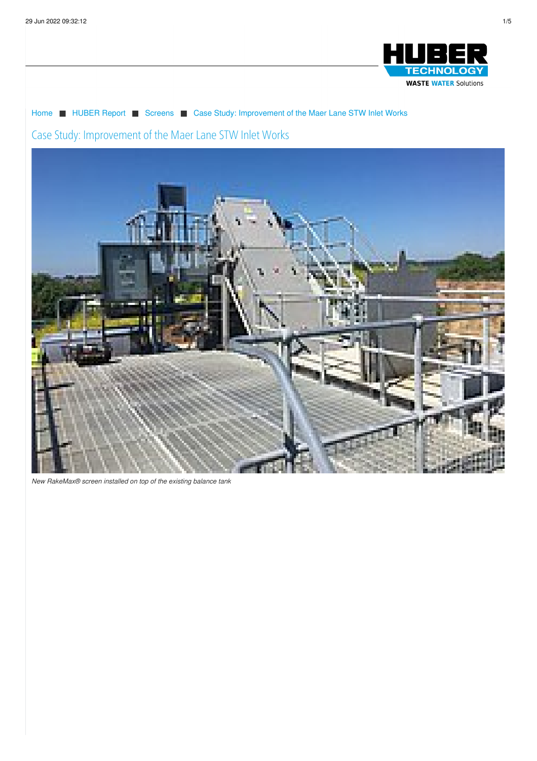Home ■ HUBER Report ■ Screens ■ Case Study: Improvement of the Maer Lane STW Inlet Works

# Case Study: Improvement of the Maer Lane STW Inlet Works

*New RakeMax® screen installed on top of the existing balance tank*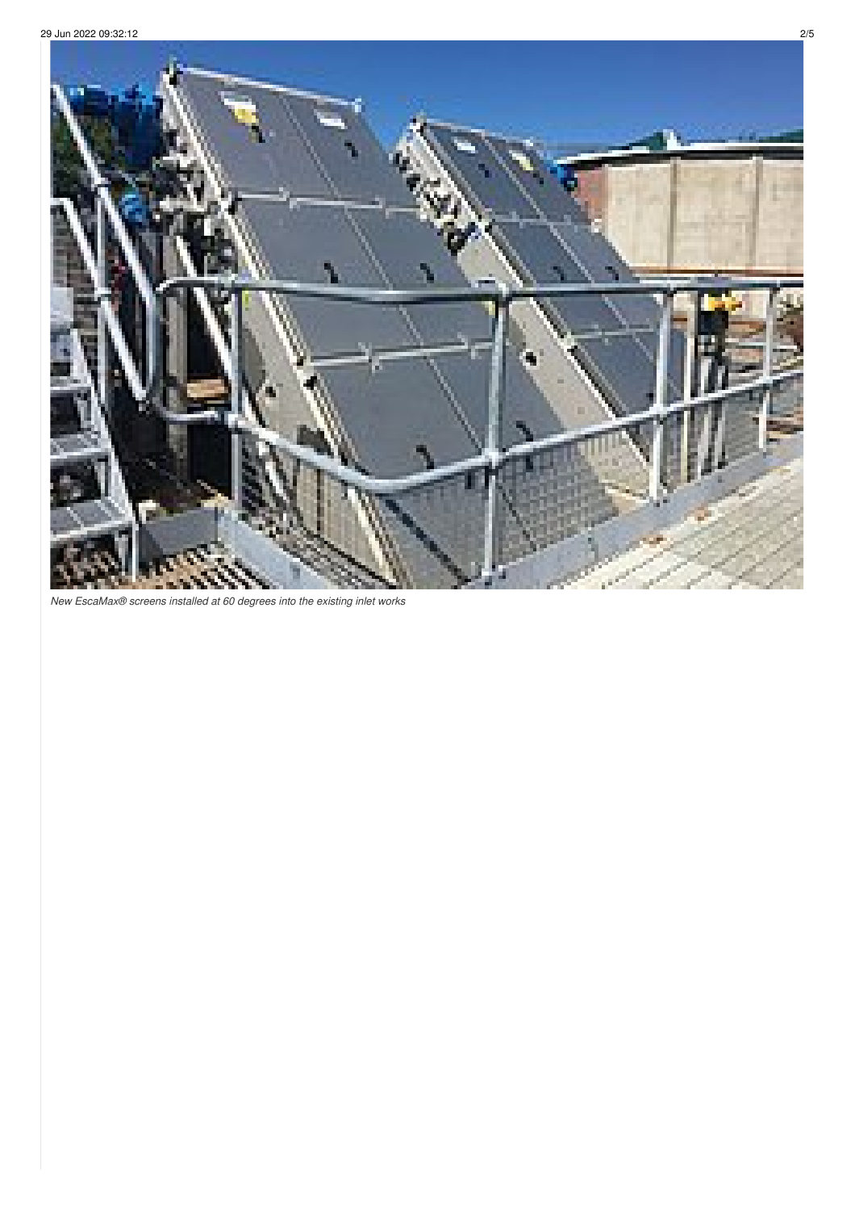*New EscaMax® screens installed at 60 degrees into the existing inlet works*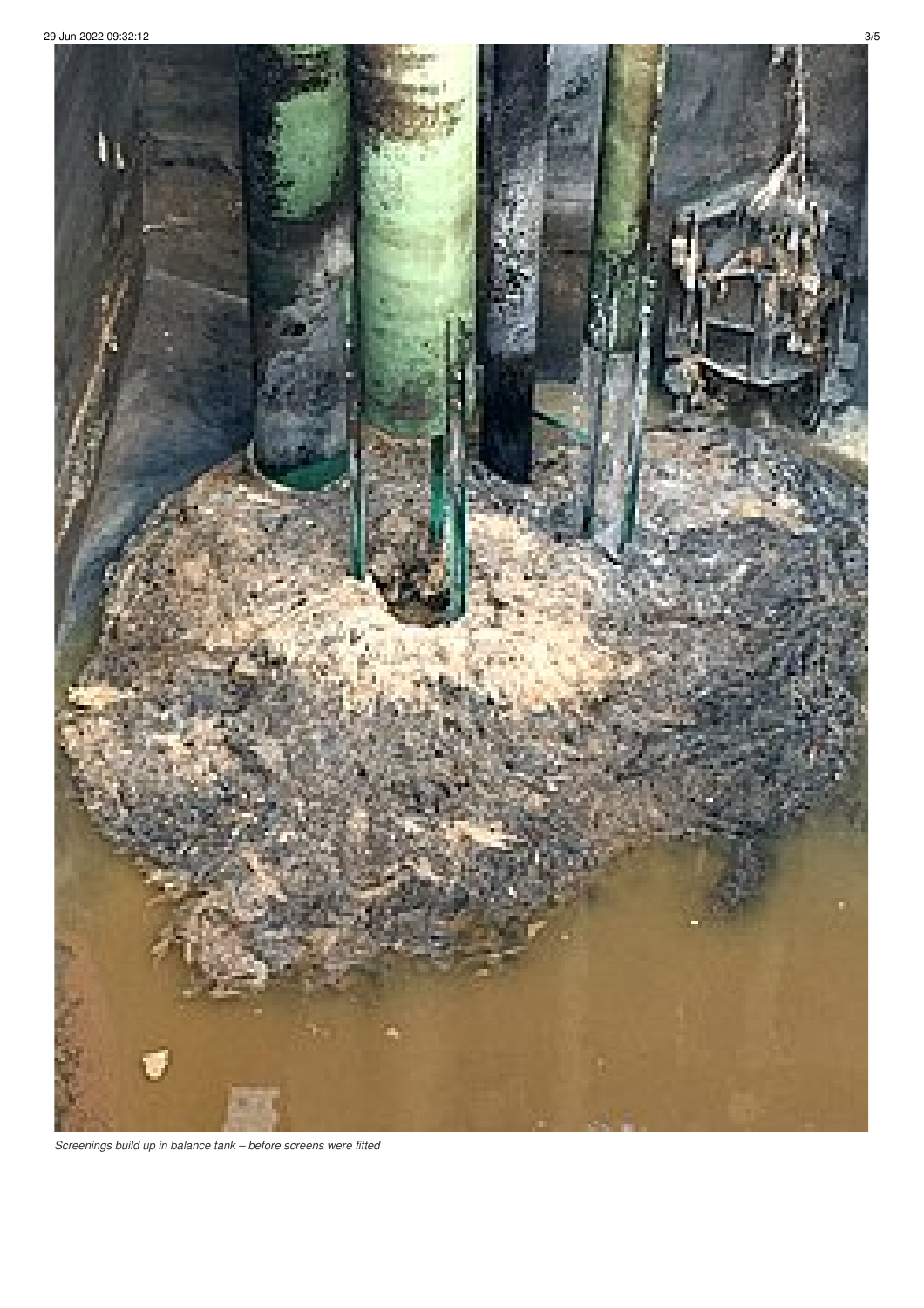*Screenings build up in balance tank – before screens were fitted*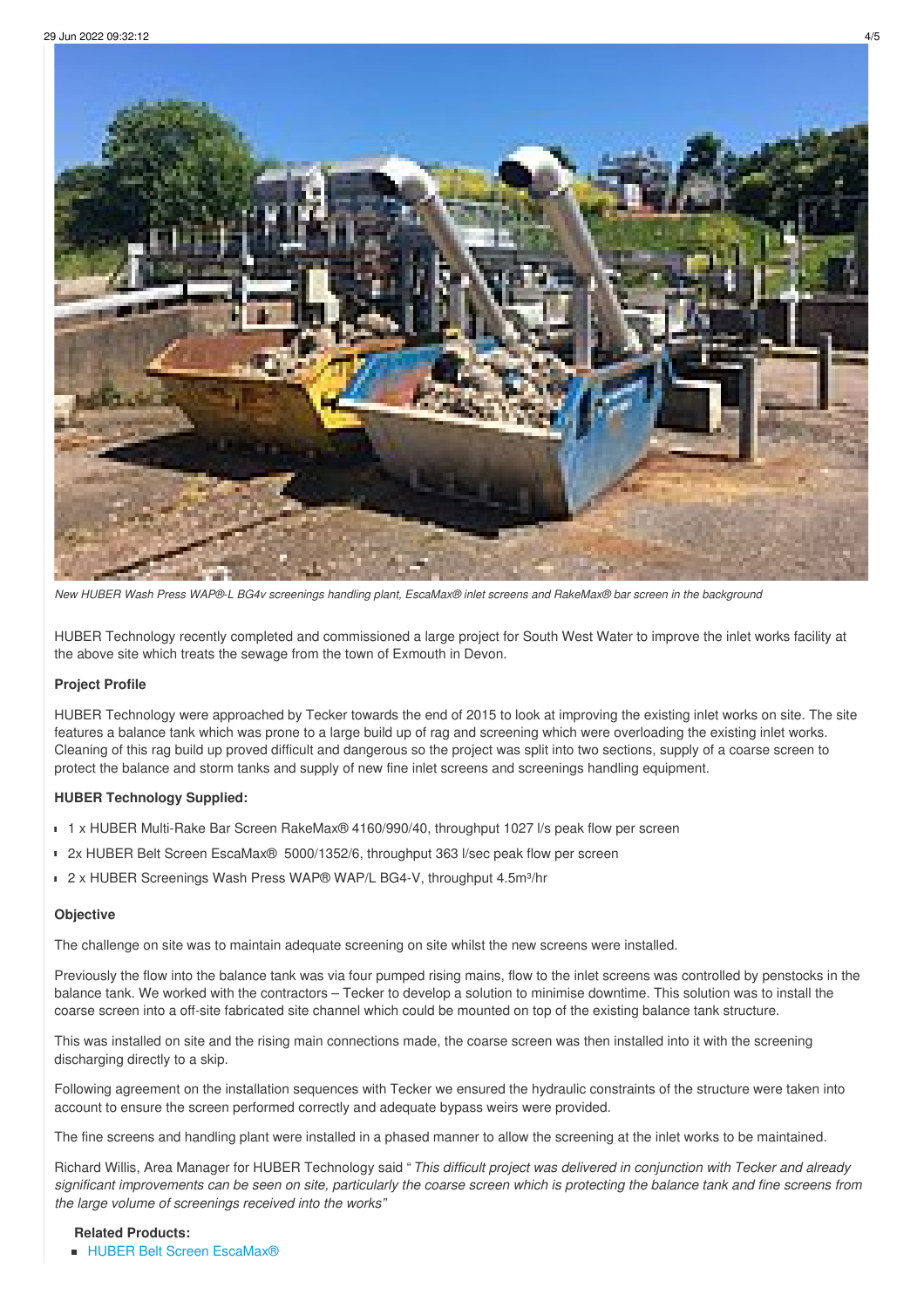*New HUBER Wash Press WAP®-L BG4v screenings handling plant, EscaMax® inlet screens and RakeMax® bar screen in the background*

HUBER Technology recently completed and commissioned a large project for South West Water to improve the inlet works facility at the above site which treats the sewage from the town of Exmouth in Devon.

**Project Profile**

HUBER Technology were approached by Tecker towards the end of 2015 to look at improving the existing inlet works on site. The site features a balance tank which was prone to a large build up of rag and screening which were overloading the existing inlet works. Cleaning of this rag build up proved difficult and dangerous so the project was split into two sections, supply of a coarse screen to protect the balance and storm tanks and supply of new fine inlet screens and screenings handling equipment.

**HUBER Technology Supplied:**

- 1 x HUBER Multi-Rake Bar Screen RakeMax® 4160/990/40, throughput 1027 l/s peak flow per screen
- 2x HUBER Belt Screen EscaMax® 5000/1352/6, throughput 363 l/sec peak flow per screen
- 2 x HUBER Screenings Wash Press WAP® WAP/L BG4-V, throughput 4.5m³/hr

**Objective**

The challenge on site was to maintain adequate screening on site whilst the new screens were installed.

Previously the flow into the balance tank was via four pumped rising mains, flow to the inlet screens was controlled by penstocks in the balance tank. We worked with the contractors – Tecker to develop a solution to minimise downtime. This solution was to install the coarse screen into a off-site fabricated site channel which could be mounted on top of the existing balance tank structure.

This was installed on site and the rising main connections made, the coarse screen was then installed into it with the screening discharging directly to a skip.

Following agreement on the installation sequences with Tecker we ensured the hydraulic constraints of the structure were taken into account to ensure the screen performed correctly and adequate bypass weirs were provided.

The fine screens and handling plant were installed in a phased manner to allow the screening at the inlet works to be maintained.

Richard Willis, Area Manager for HUBER Technology said " *This difficult project was delivered in conjunction with Tecker and already significant improvements can be seen on site, particularly the coarse screen which is protecting the balance tank and fine screens from the large volume of screenings received into the works"*

**Related Products:**

- HUBER Belt Screen EscaMax®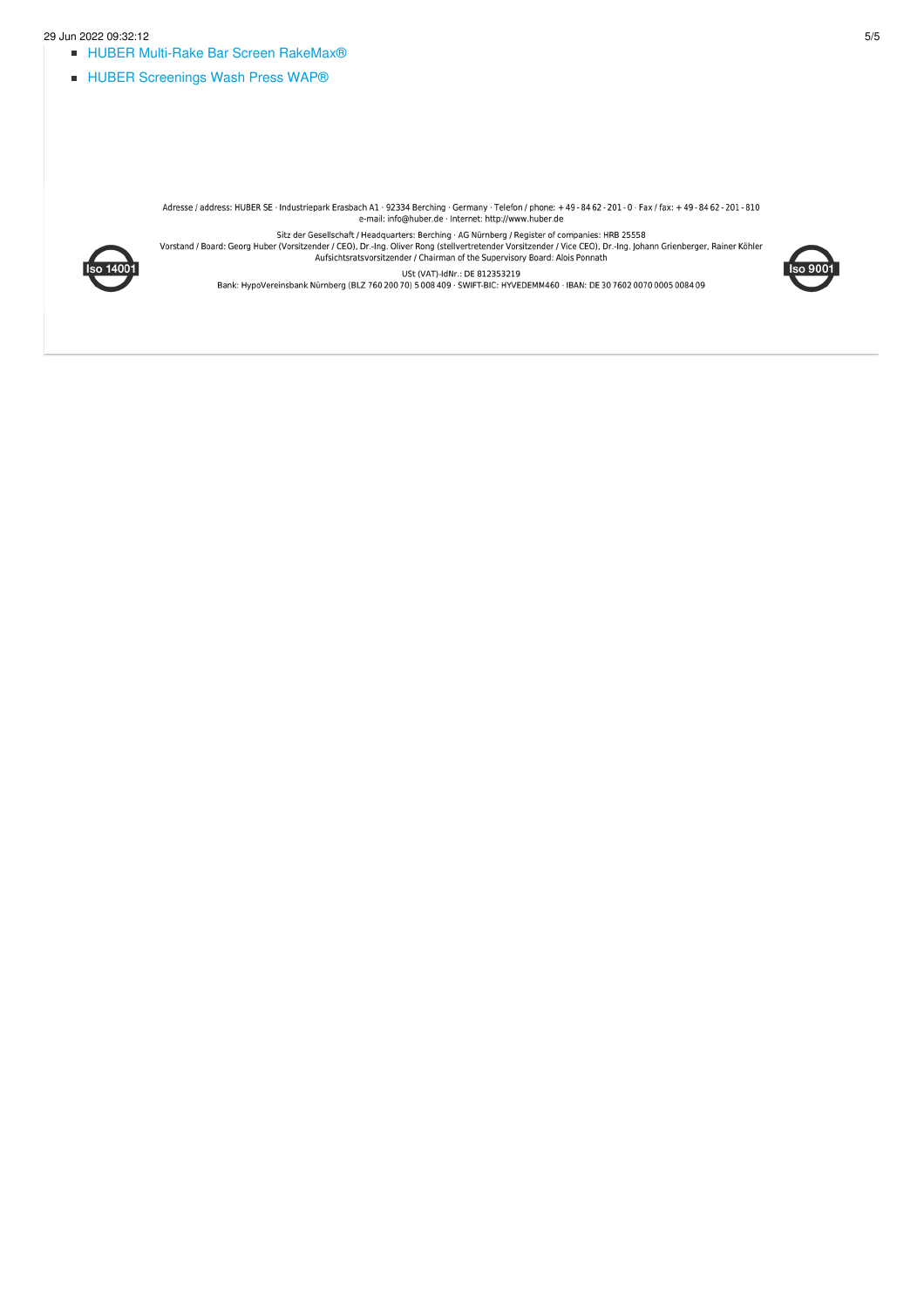- HUBER Multi-Rake Bar Screen RakeMax®
- HUBER Screenings Wash Press WAP®

Adresse / address: HUBER SE · Industriepark Erasbach A1 · 92334 Berching · Germany · Telefon / phone: + 49 - 84 62 - 201 - 0 · Fax / fax: + 49 - 84 62 - 201 - 810
e-mail: info@huber.de · Internet: http://www.huber.de

Sitz der Gesellschaft / Headquarters: Berching · AG Nürnberg / Register of companies: HRB 25558
Vorstand / Board: Georg Huber (Vorsitzender / CEO), Dr.-Ing. Oliver Rong (stellvertretender Vorsitzender / Vice CEO), Dr.-Ing. Johann Grienberger, Rainer Köhler
Aufsichtsratsvorsitzender / Chairman of the Supervisory Board: Alois Ponnath

USt (VAT)-IdNr.: DE 812353219
Bank: HypoVereinsbank Nürnberg (BLZ 760 200 70) 5 008 409 · SWIFT-BIC: HYVEDEMM460 · IBAN: DE 30 7602 0070 0005 0084 09

Iso 14001

Iso 9001